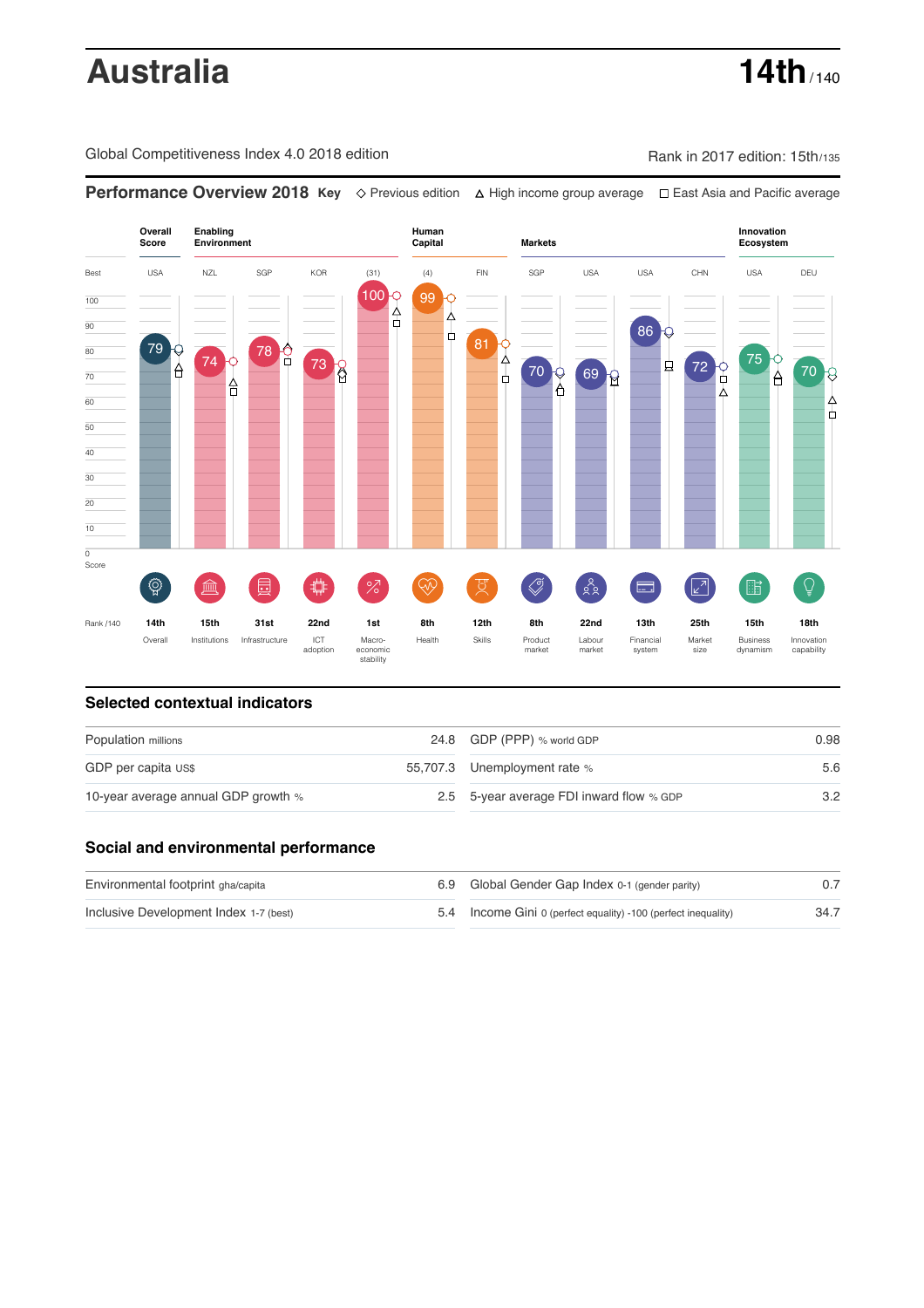# Australia

**14th** / 140

Global Competitiveness Index 4.0 2018 edition

Rank in 2017 edition: 15th/135

## Performance Overview 2018

Key: ◇ Previous edition △ High income group average □ East Asia and Pacific average

| | Overall Score | Enabling Environment | | | | Human Capital | | Markets | | | | Innovation Ecosystem | |
|---|---|---|---|---|---|---|---|---|---|---|---|---|---|
| Best | USA | NZL | SGP | KOR | (31) | (4) | FIN | SGP | USA | USA | CHN | USA | DEU |
| Score | 79 | 74 | 78 | 73 | 100 | 99 | 81 | 70 | 69 | 86 | 72 | 75 | 70 |
| Rank /140 | 14th | 15th | 31st | 22nd | 1st | 8th | 12th | 8th | 22nd | 13th | 25th | 15th | 18th |
| | Overall | Institutions | Infrastructure | ICT adoption | Macro-economic stability | Health | Skills | Product market | Labour market | Financial system | Market size | Business dynamism | Innovation capability |

## Selected contextual indicators

| | | | |
|---|---|---|---|
| Population millions | 24.8 | GDP (PPP) % world GDP | 0.98 |
| GDP per capita US$ | 55,707.3 | Unemployment rate % | 5.6 |
| 10-year average annual GDP growth % | 2.5 | 5-year average FDI inward flow % GDP | 3.2 |

## Social and environmental performance

| | | | |
|---|---|---|---|
| Environmental footprint gha/capita | 6.9 | Global Gender Gap Index 0-1 (gender parity) | 0.7 |
| Inclusive Development Index 1-7 (best) | 5.4 | Income Gini 0 (perfect equality) -100 (perfect inequality) | 34.7 |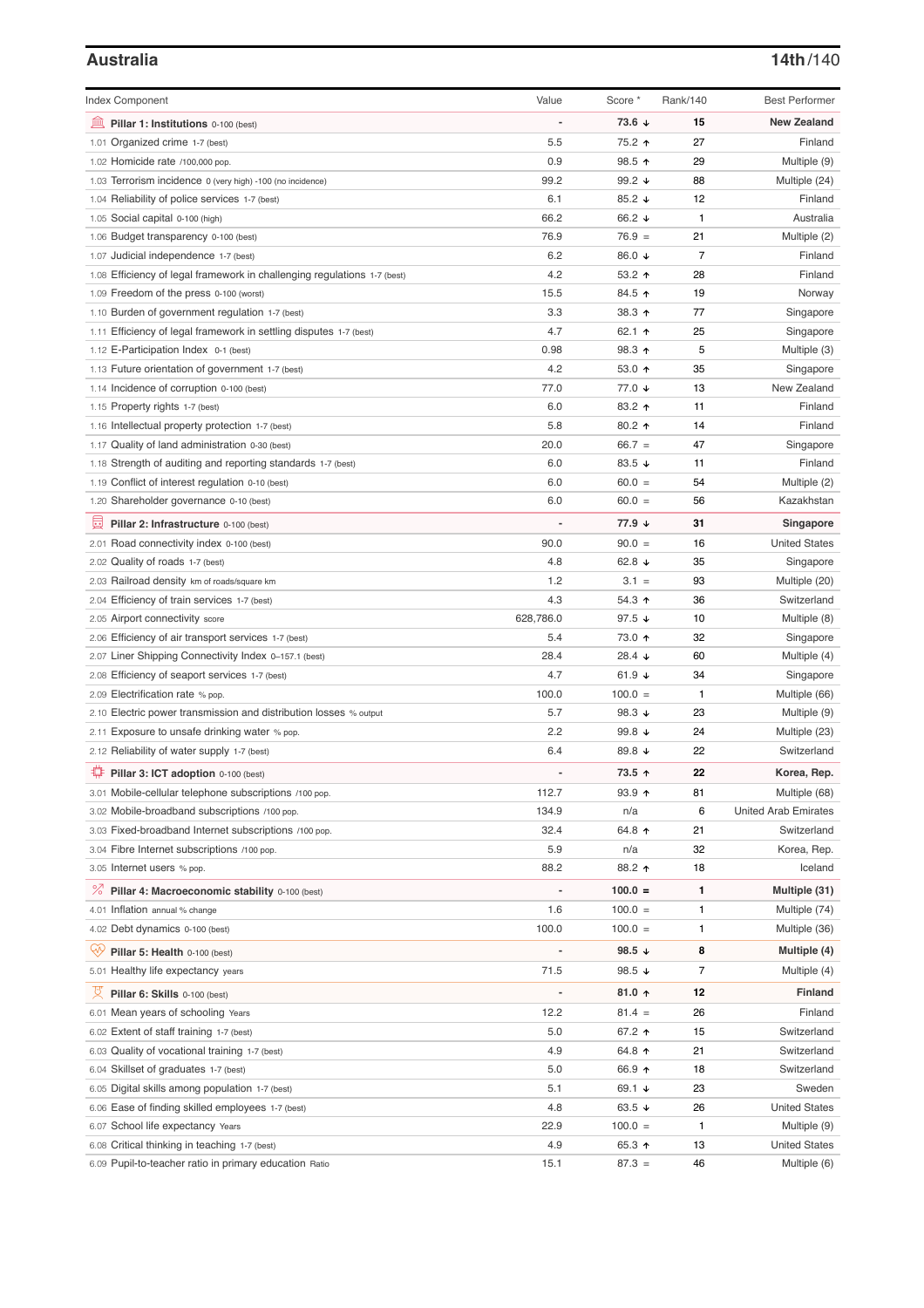## Australia

**14th**/140

| Index Component | Value | Score * | Rank/140 | Best Performer |
|---|---|---|---|---|
| **Pillar 1: Institutions** 0-100 (best) | - | **73.6 ↓** | **15** | **New Zealand** |
| 1.01 Organized crime 1-7 (best) | 5.5 | 75.2 ↑ | 27 | Finland |
| 1.02 Homicide rate /100,000 pop. | 0.9 | 98.5 ↑ | 29 | Multiple (9) |
| 1.03 Terrorism incidence 0 (very high) -100 (no incidence) | 99.2 | 99.2 ↓ | 88 | Multiple (24) |
| 1.04 Reliability of police services 1-7 (best) | 6.1 | 85.2 ↓ | 12 | Finland |
| 1.05 Social capital 0-100 (high) | 66.2 | 66.2 ↓ | 1 | Australia |
| 1.06 Budget transparency 0-100 (best) | 76.9 | 76.9 = | 21 | Multiple (2) |
| 1.07 Judicial independence 1-7 (best) | 6.2 | 86.0 ↓ | 7 | Finland |
| 1.08 Efficiency of legal framework in challenging regulations 1-7 (best) | 4.2 | 53.2 ↑ | 28 | Finland |
| 1.09 Freedom of the press 0-100 (worst) | 15.5 | 84.5 ↑ | 19 | Norway |
| 1.10 Burden of government regulation 1-7 (best) | 3.3 | 38.3 ↑ | 77 | Singapore |
| 1.11 Efficiency of legal framework in settling disputes 1-7 (best) | 4.7 | 62.1 ↑ | 25 | Singapore |
| 1.12 E-Participation Index 0-1 (best) | 0.98 | 98.3 ↑ | 5 | Multiple (3) |
| 1.13 Future orientation of government 1-7 (best) | 4.2 | 53.0 ↑ | 35 | Singapore |
| 1.14 Incidence of corruption 0-100 (best) | 77.0 | 77.0 ↓ | 13 | New Zealand |
| 1.15 Property rights 1-7 (best) | 6.0 | 83.2 ↑ | 11 | Finland |
| 1.16 Intellectual property protection 1-7 (best) | 5.8 | 80.2 ↑ | 14 | Finland |
| 1.17 Quality of land administration 0-30 (best) | 20.0 | 66.7 = | 47 | Singapore |
| 1.18 Strength of auditing and reporting standards 1-7 (best) | 6.0 | 83.5 ↓ | 11 | Finland |
| 1.19 Conflict of interest regulation 0-10 (best) | 6.0 | 60.0 = | 54 | Multiple (2) |
| 1.20 Shareholder governance 0-10 (best) | 6.0 | 60.0 = | 56 | Kazakhstan |
| **Pillar 2: Infrastructure** 0-100 (best) | - | **77.9 ↓** | **31** | **Singapore** |
| 2.01 Road connectivity index 0-100 (best) | 90.0 | 90.0 = | 16 | United States |
| 2.02 Quality of roads 1-7 (best) | 4.8 | 62.8 ↓ | 35 | Singapore |
| 2.03 Railroad density km of roads/square km | 1.2 | 3.1 = | 93 | Multiple (20) |
| 2.04 Efficiency of train services 1-7 (best) | 4.3 | 54.3 ↑ | 36 | Switzerland |
| 2.05 Airport connectivity score | 628,786.0 | 97.5 ↓ | 10 | Multiple (8) |
| 2.06 Efficiency of air transport services 1-7 (best) | 5.4 | 73.0 ↑ | 32 | Singapore |
| 2.07 Liner Shipping Connectivity Index 0–157.1 (best) | 28.4 | 28.4 ↓ | 60 | Multiple (4) |
| 2.08 Efficiency of seaport services 1-7 (best) | 4.7 | 61.9 ↓ | 34 | Singapore |
| 2.09 Electrification rate % pop. | 100.0 | 100.0 = | 1 | Multiple (66) |
| 2.10 Electric power transmission and distribution losses % output | 5.7 | 98.3 ↓ | 23 | Multiple (9) |
| 2.11 Exposure to unsafe drinking water % pop. | 2.2 | 99.8 ↓ | 24 | Multiple (23) |
| 2.12 Reliability of water supply 1-7 (best) | 6.4 | 89.8 ↓ | 22 | Switzerland |
| **Pillar 3: ICT adoption** 0-100 (best) | - | **73.5 ↑** | **22** | **Korea, Rep.** |
| 3.01 Mobile-cellular telephone subscriptions /100 pop. | 112.7 | 93.9 ↑ | 81 | Multiple (68) |
| 3.02 Mobile-broadband subscriptions /100 pop. | 134.9 | n/a | 6 | United Arab Emirates |
| 3.03 Fixed-broadband Internet subscriptions /100 pop. | 32.4 | 64.8 ↑ | 21 | Switzerland |
| 3.04 Fibre Internet subscriptions /100 pop. | 5.9 | n/a | 32 | Korea, Rep. |
| 3.05 Internet users % pop. | 88.2 | 88.2 ↑ | 18 | Iceland |
| **Pillar 4: Macroeconomic stability** 0-100 (best) | - | **100.0 =** | **1** | **Multiple (31)** |
| 4.01 Inflation annual % change | 1.6 | 100.0 = | 1 | Multiple (74) |
| 4.02 Debt dynamics 0-100 (best) | 100.0 | 100.0 = | 1 | Multiple (36) |
| **Pillar 5: Health** 0-100 (best) | - | **98.5 ↓** | **8** | **Multiple (4)** |
| 5.01 Healthy life expectancy years | 71.5 | 98.5 ↓ | 7 | Multiple (4) |
| **Pillar 6: Skills** 0-100 (best) | - | **81.0 ↑** | **12** | **Finland** |
| 6.01 Mean years of schooling Years | 12.2 | 81.4 = | 26 | Finland |
| 6.02 Extent of staff training 1-7 (best) | 5.0 | 67.2 ↑ | 15 | Switzerland |
| 6.03 Quality of vocational training 1-7 (best) | 4.9 | 64.8 ↑ | 21 | Switzerland |
| 6.04 Skillset of graduates 1-7 (best) | 5.0 | 66.9 ↑ | 18 | Switzerland |
| 6.05 Digital skills among population 1-7 (best) | 5.1 | 69.1 ↓ | 23 | Sweden |
| 6.06 Ease of finding skilled employees 1-7 (best) | 4.8 | 63.5 ↓ | 26 | United States |
| 6.07 School life expectancy Years | 22.9 | 100.0 = | 1 | Multiple (9) |
| 6.08 Critical thinking in teaching 1-7 (best) | 4.9 | 65.3 ↑ | 13 | United States |
| 6.09 Pupil-to-teacher ratio in primary education Ratio | 15.1 | 87.3 = | 46 | Multiple (6) |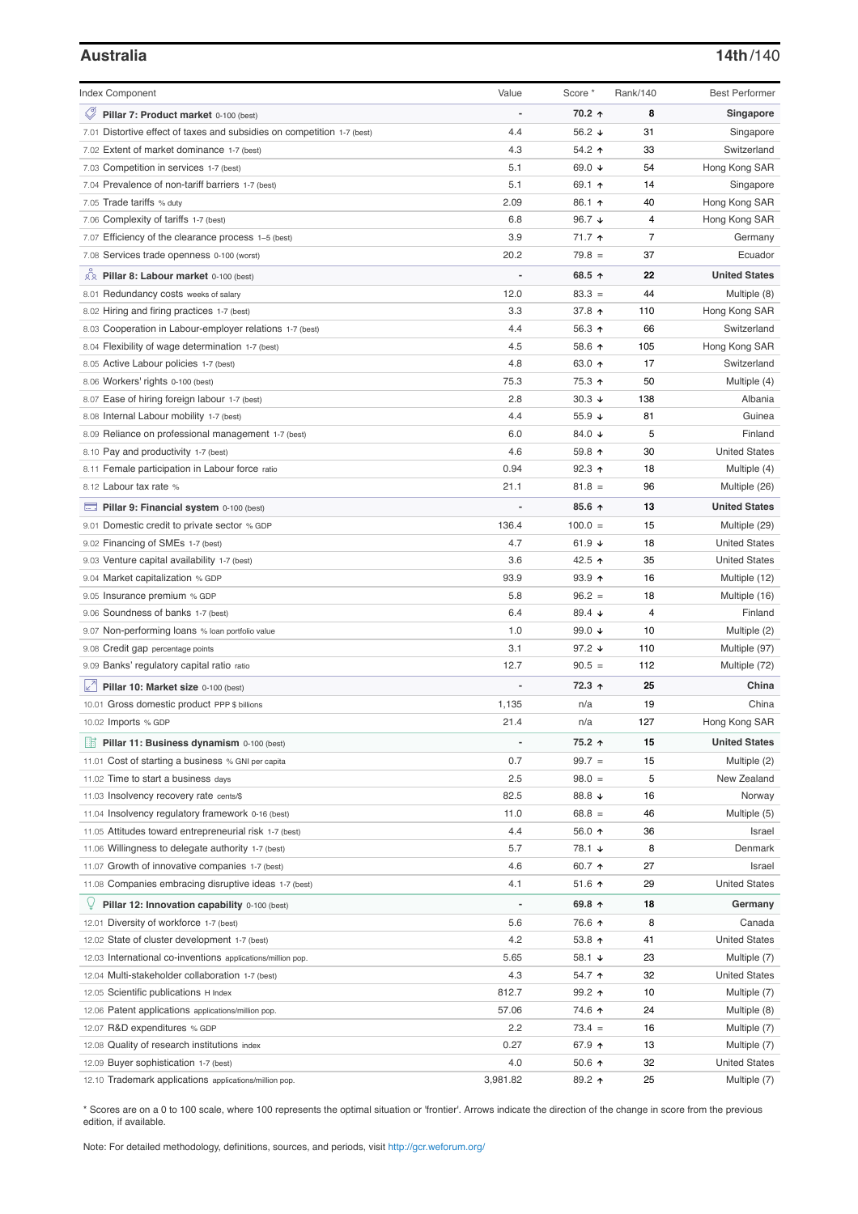## Australia

**14th**/140

| Index Component | Value | Score * | Rank/140 | Best Performer |
|---|---|---|---|---|
| **Pillar 7: Product market** 0-100 (best) | - | **70.2 ↑** | **8** | **Singapore** |
| 7.01 Distortive effect of taxes and subsidies on competition 1-7 (best) | 4.4 | 56.2 ↓ | 31 | Singapore |
| 7.02 Extent of market dominance 1-7 (best) | 4.3 | 54.2 ↑ | 33 | Switzerland |
| 7.03 Competition in services 1-7 (best) | 5.1 | 69.0 ↓ | 54 | Hong Kong SAR |
| 7.04 Prevalence of non-tariff barriers 1-7 (best) | 5.1 | 69.1 ↑ | 14 | Singapore |
| 7.05 Trade tariffs % duty | 2.09 | 86.1 ↑ | 40 | Hong Kong SAR |
| 7.06 Complexity of tariffs 1-7 (best) | 6.8 | 96.7 ↓ | 4 | Hong Kong SAR |
| 7.07 Efficiency of the clearance process 1–5 (best) | 3.9 | 71.7 ↑ | 7 | Germany |
| 7.08 Services trade openness 0-100 (worst) | 20.2 | 79.8 = | 37 | Ecuador |
| **Pillar 8: Labour market** 0-100 (best) | - | **68.5 ↑** | **22** | **United States** |
| 8.01 Redundancy costs weeks of salary | 12.0 | 83.3 = | 44 | Multiple (8) |
| 8.02 Hiring and firing practices 1-7 (best) | 3.3 | 37.8 ↑ | 110 | Hong Kong SAR |
| 8.03 Cooperation in Labour-employer relations 1-7 (best) | 4.4 | 56.3 ↑ | 66 | Switzerland |
| 8.04 Flexibility of wage determination 1-7 (best) | 4.5 | 58.6 ↑ | 105 | Hong Kong SAR |
| 8.05 Active Labour policies 1-7 (best) | 4.8 | 63.0 ↑ | 17 | Switzerland |
| 8.06 Workers' rights 0-100 (best) | 75.3 | 75.3 ↑ | 50 | Multiple (4) |
| 8.07 Ease of hiring foreign labour 1-7 (best) | 2.8 | 30.3 ↓ | 138 | Albania |
| 8.08 Internal Labour mobility 1-7 (best) | 4.4 | 55.9 ↓ | 81 | Guinea |
| 8.09 Reliance on professional management 1-7 (best) | 6.0 | 84.0 ↓ | 5 | Finland |
| 8.10 Pay and productivity 1-7 (best) | 4.6 | 59.8 ↑ | 30 | United States |
| 8.11 Female participation in Labour force ratio | 0.94 | 92.3 ↑ | 18 | Multiple (4) |
| 8.12 Labour tax rate % | 21.1 | 81.8 = | 96 | Multiple (26) |
| **Pillar 9: Financial system** 0-100 (best) | - | **85.6 ↑** | **13** | **United States** |
| 9.01 Domestic credit to private sector % GDP | 136.4 | 100.0 = | 15 | Multiple (29) |
| 9.02 Financing of SMEs 1-7 (best) | 4.7 | 61.9 ↓ | 18 | United States |
| 9.03 Venture capital availability 1-7 (best) | 3.6 | 42.5 ↑ | 35 | United States |
| 9.04 Market capitalization % GDP | 93.9 | 93.9 ↑ | 16 | Multiple (12) |
| 9.05 Insurance premium % GDP | 5.8 | 96.2 = | 18 | Multiple (16) |
| 9.06 Soundness of banks 1-7 (best) | 6.4 | 89.4 ↓ | 4 | Finland |
| 9.07 Non-performing loans % loan portfolio value | 1.0 | 99.0 ↓ | 10 | Multiple (2) |
| 9.08 Credit gap percentage points | 3.1 | 97.2 ↓ | 110 | Multiple (97) |
| 9.09 Banks' regulatory capital ratio ratio | 12.7 | 90.5 = | 112 | Multiple (72) |
| **Pillar 10: Market size** 0-100 (best) | - | **72.3 ↑** | **25** | **China** |
| 10.01 Gross domestic product PPP $ billions | 1,135 | n/a | 19 | China |
| 10.02 Imports % GDP | 21.4 | n/a | 127 | Hong Kong SAR |
| **Pillar 11: Business dynamism** 0-100 (best) | - | **75.2 ↑** | **15** | **United States** |
| 11.01 Cost of starting a business % GNI per capita | 0.7 | 99.7 = | 15 | Multiple (2) |
| 11.02 Time to start a business days | 2.5 | 98.0 = | 5 | New Zealand |
| 11.03 Insolvency recovery rate cents/$ | 82.5 | 88.8 ↓ | 16 | Norway |
| 11.04 Insolvency regulatory framework 0-16 (best) | 11.0 | 68.8 = | 46 | Multiple (5) |
| 11.05 Attitudes toward entrepreneurial risk 1-7 (best) | 4.4 | 56.0 ↑ | 36 | Israel |
| 11.06 Willingness to delegate authority 1-7 (best) | 5.7 | 78.1 ↓ | 8 | Denmark |
| 11.07 Growth of innovative companies 1-7 (best) | 4.6 | 60.7 ↑ | 27 | Israel |
| 11.08 Companies embracing disruptive ideas 1-7 (best) | 4.1 | 51.6 ↑ | 29 | United States |
| **Pillar 12: Innovation capability** 0-100 (best) | - | **69.8 ↑** | **18** | **Germany** |
| 12.01 Diversity of workforce 1-7 (best) | 5.6 | 76.6 ↑ | 8 | Canada |
| 12.02 State of cluster development 1-7 (best) | 4.2 | 53.8 ↑ | 41 | United States |
| 12.03 International co-inventions applications/million pop. | 5.65 | 58.1 ↓ | 23 | Multiple (7) |
| 12.04 Multi-stakeholder collaboration 1-7 (best) | 4.3 | 54.7 ↑ | 32 | United States |
| 12.05 Scientific publications H Index | 812.7 | 99.2 ↑ | 10 | Multiple (7) |
| 12.06 Patent applications applications/million pop. | 57.06 | 74.6 ↑ | 24 | Multiple (8) |
| 12.07 R&D expenditures % GDP | 2.2 | 73.4 = | 16 | Multiple (7) |
| 12.08 Quality of research institutions index | 0.27 | 67.9 ↑ | 13 | Multiple (7) |
| 12.09 Buyer sophistication 1-7 (best) | 4.0 | 50.6 ↑ | 32 | United States |
| 12.10 Trademark applications applications/million pop. | 3,981.82 | 89.2 ↑ | 25 | Multiple (7) |

* Scores are on a 0 to 100 scale, where 100 represents the optimal situation or 'frontier'. Arrows indicate the direction of the change in score from the previous edition, if available.

Note: For detailed methodology, definitions, sources, and periods, visit http://gcr.weforum.org/